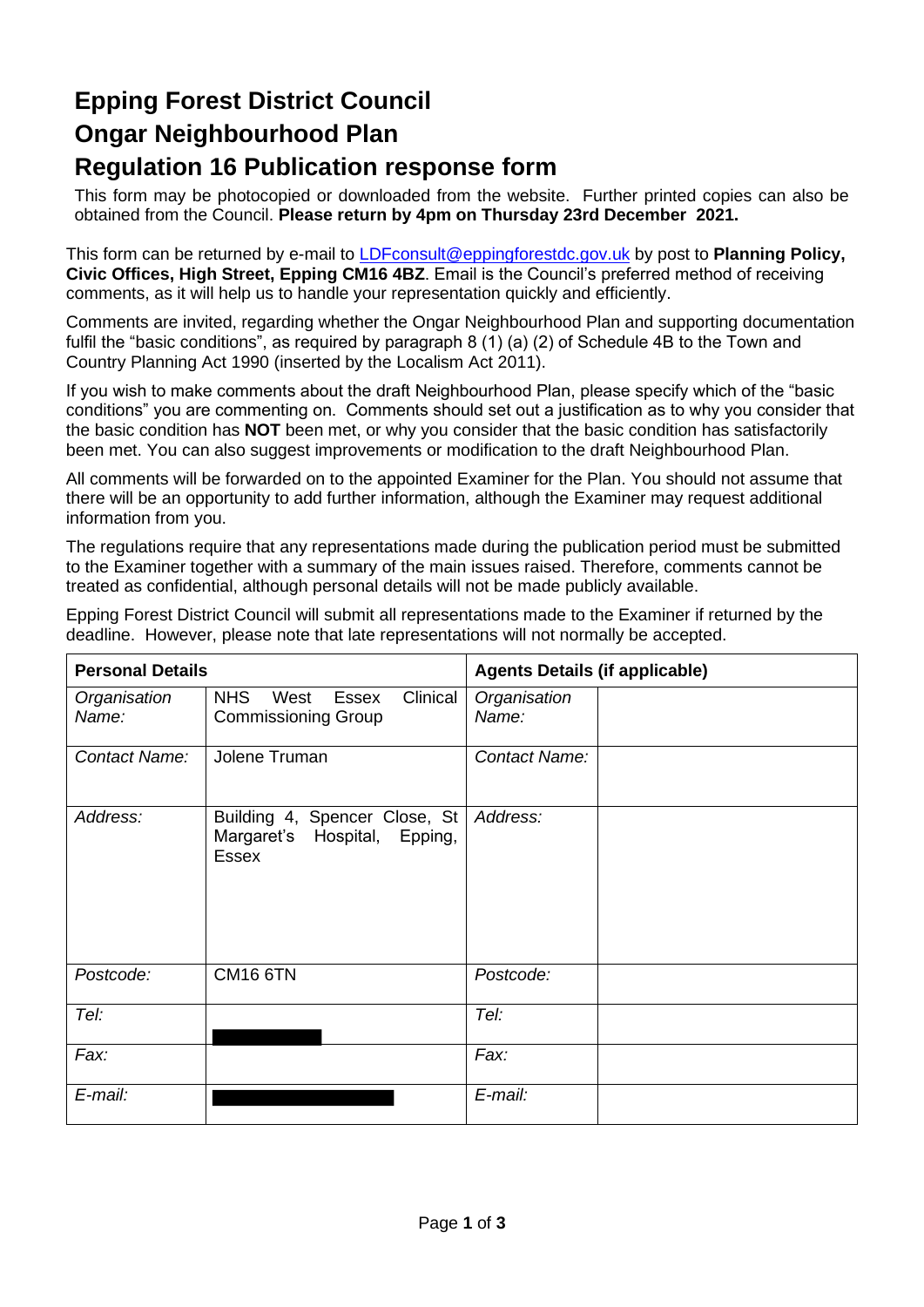# Epping Forest District Council

# Ongar Neighbourhood Plan

# Regulation 16 Publication response form

This form may be photocopied or downloaded from the website. Further printed copies can also be obtained from the Council. **Please return by 4pm on Thursday 23rd December 2021.**

This form can be returned by e-mail to LDFconsult@eppingforestdc.gov.uk by post to **Planning Policy, Civic Offices, High Street, Epping CM16 4BZ**. Email is the Council's preferred method of receiving comments, as it will help us to handle your representation quickly and efficiently.

Comments are invited, regarding whether the Ongar Neighbourhood Plan and supporting documentation fulfil the "basic conditions", as required by paragraph 8 (1) (a) (2) of Schedule 4B to the Town and Country Planning Act 1990 (inserted by the Localism Act 2011).

If you wish to make comments about the draft Neighbourhood Plan, please specify which of the "basic conditions" you are commenting on. Comments should set out a justification as to why you consider that the basic condition has **NOT** been met, or why you consider that the basic condition has satisfactorily been met. You can also suggest improvements or modification to the draft Neighbourhood Plan.

All comments will be forwarded on to the appointed Examiner for the Plan. You should not assume that there will be an opportunity to add further information, although the Examiner may request additional information from you.

The regulations require that any representations made during the publication period must be submitted to the Examiner together with a summary of the main issues raised. Therefore, comments cannot be treated as confidential, although personal details will not be made publicly available.

Epping Forest District Council will submit all representations made to the Examiner if returned by the deadline. However, please note that late representations will not normally be accepted.

| **Personal Details** | | **Agents Details (if applicable)** | |
|---|---|---|---|
| *Organisation Name:* | NHS West Essex Clinical Commissioning Group | *Organisation Name:* | |
| *Contact Name:* | Jolene Truman | *Contact Name:* | |
| *Address:* | Building 4, Spencer Close, St Margaret's Hospital, Epping, Essex | *Address:* | |
| *Postcode:* | CM16 6TN | *Postcode:* | |
| *Tel:* | | *Tel:* | |
| *Fax:* | | *Fax:* | |
| *E-mail:* | | *E-mail:* | |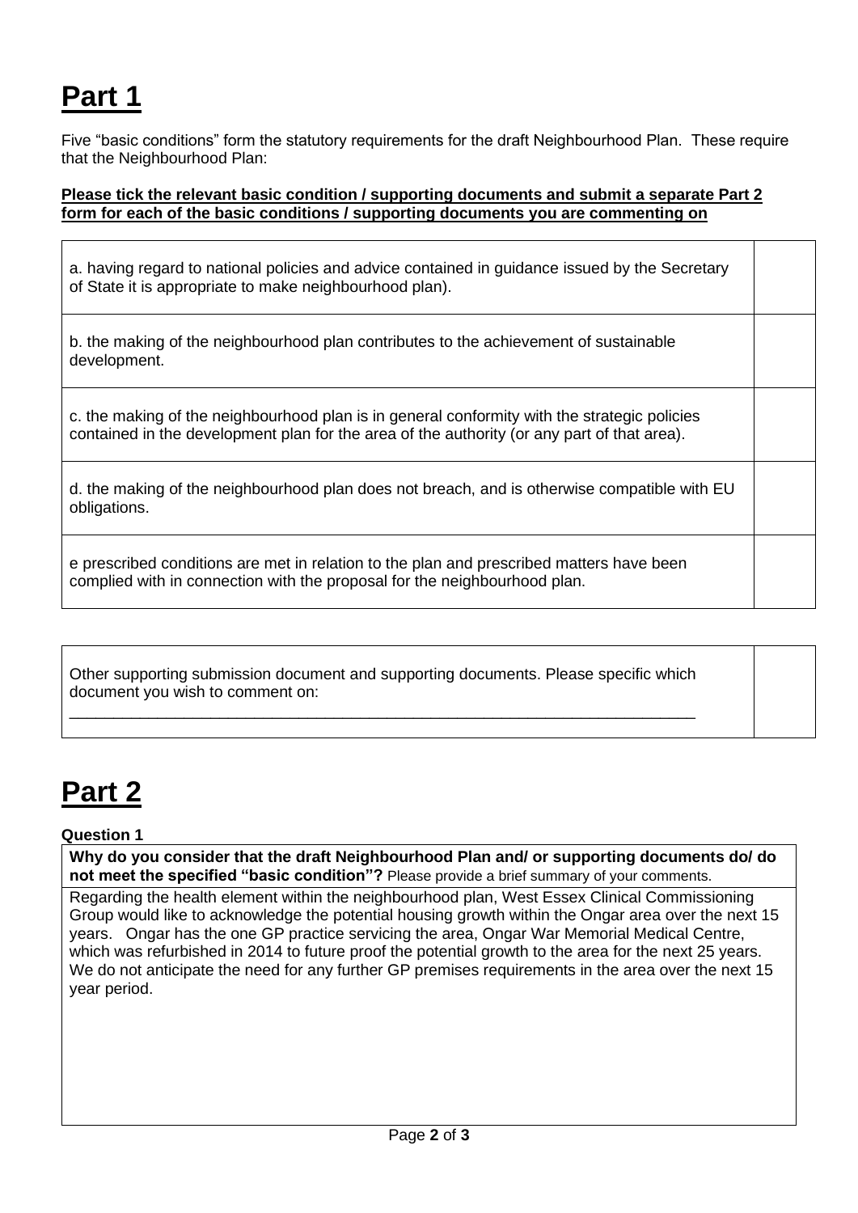# Part 1

Five "basic conditions" form the statutory requirements for the draft Neighbourhood Plan. These require that the Neighbourhood Plan:

**Please tick the relevant basic condition / supporting documents and submit a separate Part 2 form for each of the basic conditions / supporting documents you are commenting on**

| | |
|---|---|
| a. having regard to national policies and advice contained in guidance issued by the Secretary of State it is appropriate to make neighbourhood plan). | |
| b. the making of the neighbourhood plan contributes to the achievement of sustainable development. | |
| c. the making of the neighbourhood plan is in general conformity with the strategic policies contained in the development plan for the area of the authority (or any part of that area). | |
| d. the making of the neighbourhood plan does not breach, and is otherwise compatible with EU obligations. | |
| e prescribed conditions are met in relation to the plan and prescribed matters have been complied with in connection with the proposal for the neighbourhood plan. | |

| | |
|---|---|
| Other supporting submission document and supporting documents. Please specific which document you wish to comment on: ___________________________________________ | |

# Part 2

**Question 1**

**Why do you consider that the draft Neighbourhood Plan and/ or supporting documents do/ do not meet the specified "basic condition"?** Please provide a brief summary of your comments.

Regarding the health element within the neighbourhood plan, West Essex Clinical Commissioning Group would like to acknowledge the potential housing growth within the Ongar area over the next 15 years. Ongar has the one GP practice servicing the area, Ongar War Memorial Medical Centre, which was refurbished in 2014 to future proof the potential growth to the area for the next 25 years. We do not anticipate the need for any further GP premises requirements in the area over the next 15 year period.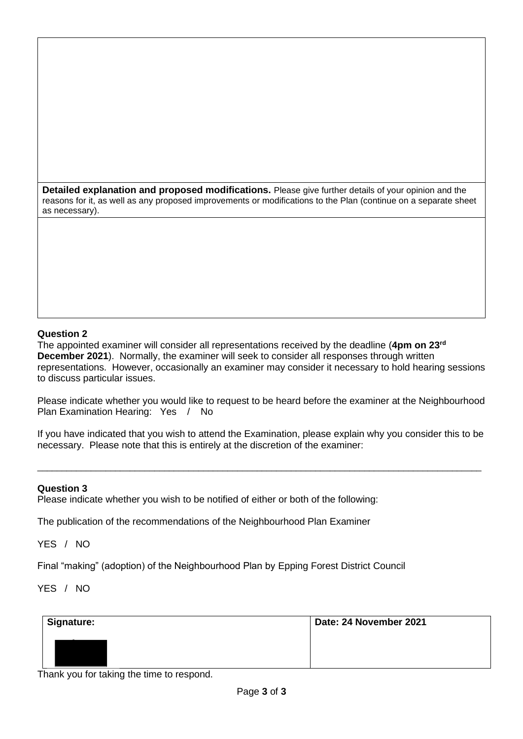**Detailed explanation and proposed modifications.** Please give further details of your opinion and the reasons for it, as well as any proposed improvements or modifications to the Plan (continue on a separate sheet as necessary).

**Question 2**

The appointed examiner will consider all representations received by the deadline (**4pm on 23rd December 2021**). Normally, the examiner will seek to consider all responses through written representations. However, occasionally an examiner may consider it necessary to hold hearing sessions to discuss particular issues.

Please indicate whether you would like to request to be heard before the examiner at the Neighbourhood Plan Examination Hearing: Yes / No

If you have indicated that you wish to attend the Examination, please explain why you consider this to be necessary. Please note that this is entirely at the discretion of the examiner:

______________________________________________________________________________

**Question 3**

Please indicate whether you wish to be notified of either or both of the following:

The publication of the recommendations of the Neighbourhood Plan Examiner

YES / NO

Final "making" (adoption) of the Neighbourhood Plan by Epping Forest District Council

YES / NO

| | |
|---|---|
| **Signature:** | **Date: 24 November 2021** |

Thank you for taking the time to respond.